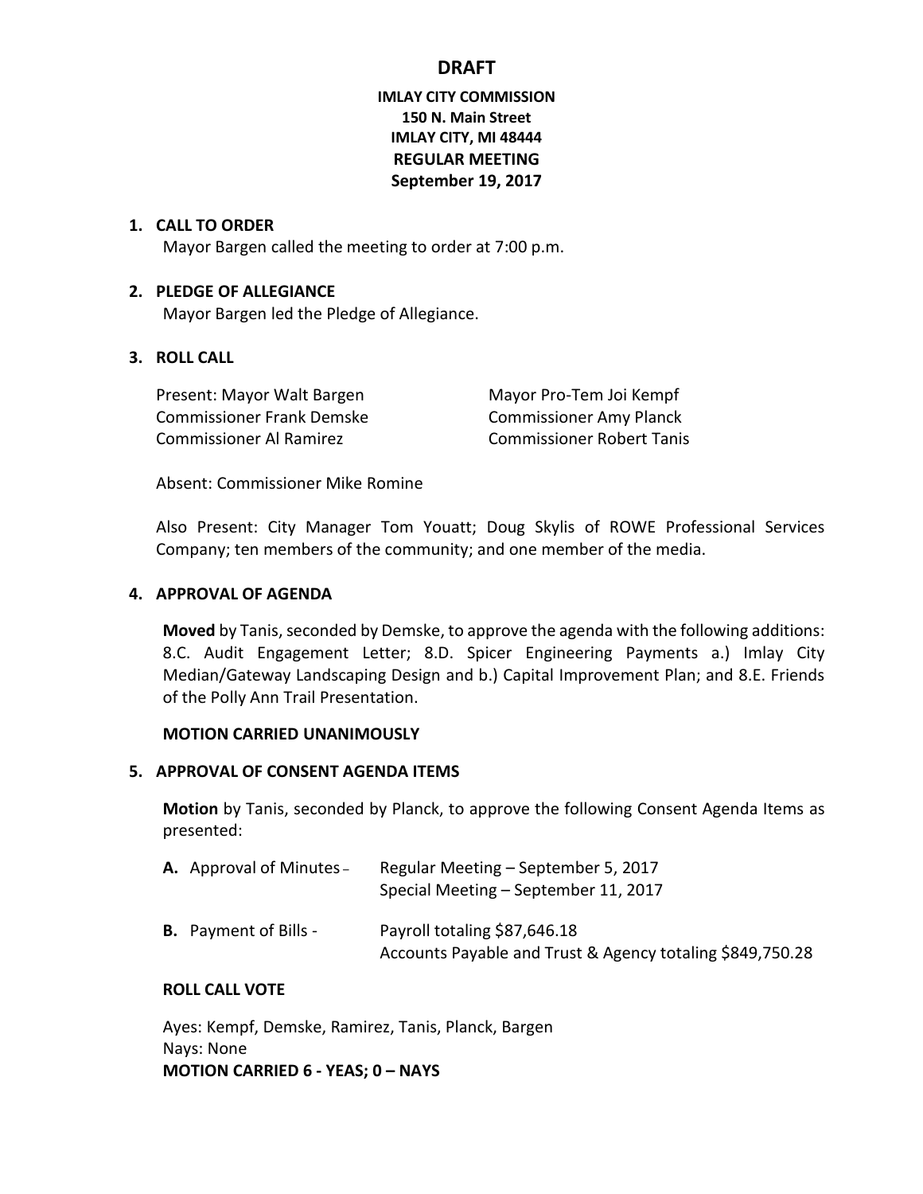# DRAFT

**IMLAY CITY COMMISSION**
**150 N. Main Street**
**IMLAY CITY, MI 48444**
**REGULAR MEETING**
**September 19, 2017**

## 1. CALL TO ORDER

Mayor Bargen called the meeting to order at 7:00 p.m.

## 2. PLEDGE OF ALLEGIANCE

Mayor Bargen led the Pledge of Allegiance.

## 3. ROLL CALL

Present: Mayor Walt Bargen
Mayor Pro-Tem Joi Kempf
Commissioner Frank Demske
Commissioner Amy Planck
Commissioner Al Ramirez
Commissioner Robert Tanis

Absent: Commissioner Mike Romine

Also Present: City Manager Tom Youatt; Doug Skylis of ROWE Professional Services Company; ten members of the community; and one member of the media.

## 4. APPROVAL OF AGENDA

**Moved** by Tanis, seconded by Demske, to approve the agenda with the following additions: 8.C. Audit Engagement Letter; 8.D. Spicer Engineering Payments a.) Imlay City Median/Gateway Landscaping Design and b.) Capital Improvement Plan; and 8.E. Friends of the Polly Ann Trail Presentation.

**MOTION CARRIED UNANIMOUSLY**

## 5. APPROVAL OF CONSENT AGENDA ITEMS

**Motion** by Tanis, seconded by Planck, to approve the following Consent Agenda Items as presented:

**A.** Approval of Minutes – Regular Meeting – September 5, 2017
Special Meeting – September 11, 2017

**B.** Payment of Bills - Payroll totaling $87,646.18
Accounts Payable and Trust & Agency totaling $849,750.28

**ROLL CALL VOTE**

Ayes: Kempf, Demske, Ramirez, Tanis, Planck, Bargen
Nays: None
**MOTION CARRIED 6 - YEAS; 0 – NAYS**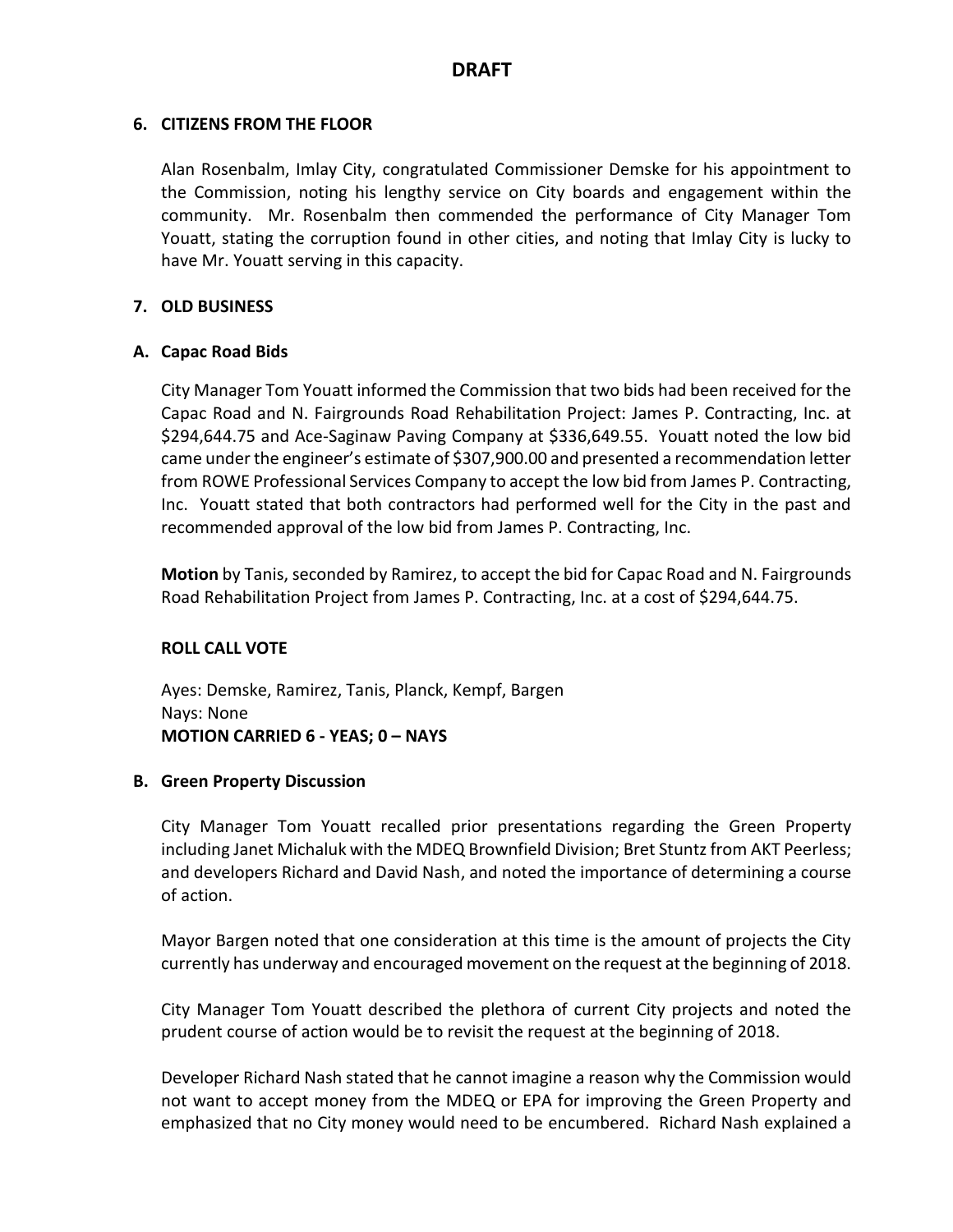**DRAFT**

## 6. CITIZENS FROM THE FLOOR

Alan Rosenbalm, Imlay City, congratulated Commissioner Demske for his appointment to the Commission, noting his lengthy service on City boards and engagement within the community. Mr. Rosenbalm then commended the performance of City Manager Tom Youatt, stating the corruption found in other cities, and noting that Imlay City is lucky to have Mr. Youatt serving in this capacity.

## 7. OLD BUSINESS

### A. Capac Road Bids

City Manager Tom Youatt informed the Commission that two bids had been received for the Capac Road and N. Fairgrounds Road Rehabilitation Project: James P. Contracting, Inc. at $294,644.75 and Ace-Saginaw Paving Company at $336,649.55. Youatt noted the low bid came under the engineer's estimate of $307,900.00 and presented a recommendation letter from ROWE Professional Services Company to accept the low bid from James P. Contracting, Inc. Youatt stated that both contractors had performed well for the City in the past and recommended approval of the low bid from James P. Contracting, Inc.

**Motion** by Tanis, seconded by Ramirez, to accept the bid for Capac Road and N. Fairgrounds Road Rehabilitation Project from James P. Contracting, Inc. at a cost of $294,644.75.

**ROLL CALL VOTE**

Ayes: Demske, Ramirez, Tanis, Planck, Kempf, Bargen
Nays: None
**MOTION CARRIED 6 - YEAS; 0 – NAYS**

### B. Green Property Discussion

City Manager Tom Youatt recalled prior presentations regarding the Green Property including Janet Michaluk with the MDEQ Brownfield Division; Bret Stuntz from AKT Peerless; and developers Richard and David Nash, and noted the importance of determining a course of action.

Mayor Bargen noted that one consideration at this time is the amount of projects the City currently has underway and encouraged movement on the request at the beginning of 2018.

City Manager Tom Youatt described the plethora of current City projects and noted the prudent course of action would be to revisit the request at the beginning of 2018.

Developer Richard Nash stated that he cannot imagine a reason why the Commission would not want to accept money from the MDEQ or EPA for improving the Green Property and emphasized that no City money would need to be encumbered. Richard Nash explained a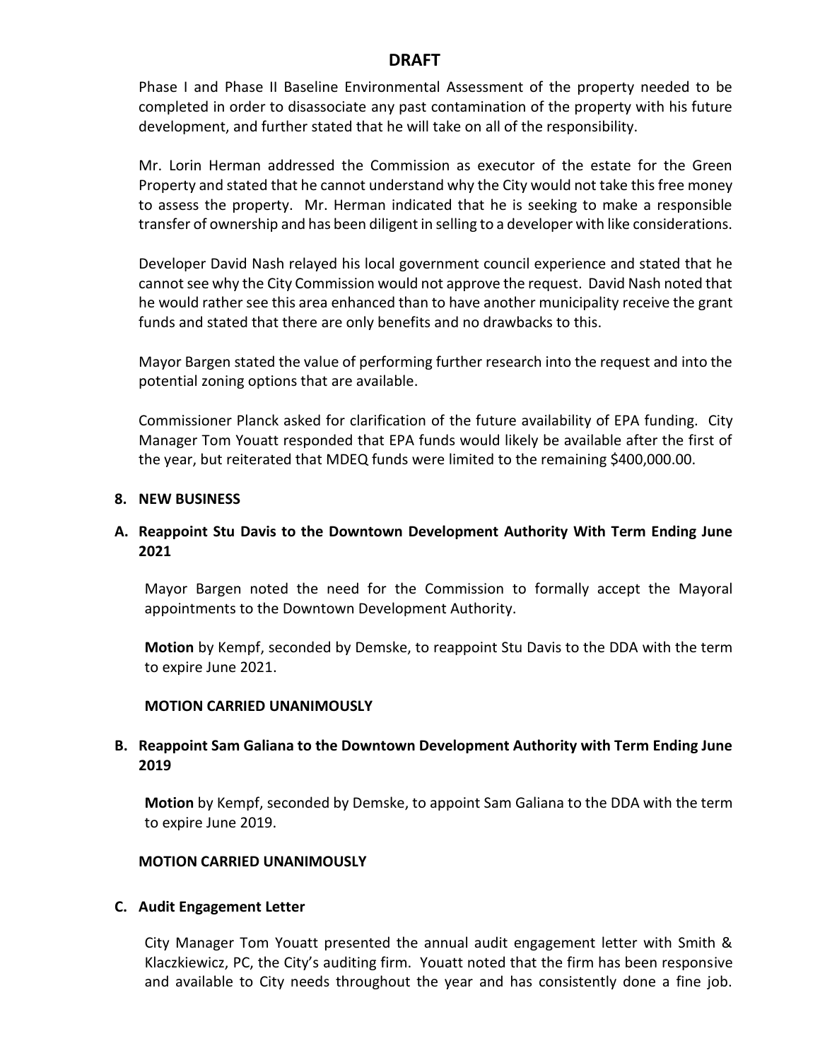**DRAFT**

Phase I and Phase II Baseline Environmental Assessment of the property needed to be completed in order to disassociate any past contamination of the property with his future development, and further stated that he will take on all of the responsibility.

Mr. Lorin Herman addressed the Commission as executor of the estate for the Green Property and stated that he cannot understand why the City would not take this free money to assess the property. Mr. Herman indicated that he is seeking to make a responsible transfer of ownership and has been diligent in selling to a developer with like considerations.

Developer David Nash relayed his local government council experience and stated that he cannot see why the City Commission would not approve the request. David Nash noted that he would rather see this area enhanced than to have another municipality receive the grant funds and stated that there are only benefits and no drawbacks to this.

Mayor Bargen stated the value of performing further research into the request and into the potential zoning options that are available.

Commissioner Planck asked for clarification of the future availability of EPA funding. City Manager Tom Youatt responded that EPA funds would likely be available after the first of the year, but reiterated that MDEQ funds were limited to the remaining $400,000.00.

**8. NEW BUSINESS**

**A. Reappoint Stu Davis to the Downtown Development Authority With Term Ending June 2021**

Mayor Bargen noted the need for the Commission to formally accept the Mayoral appointments to the Downtown Development Authority.

**Motion** by Kempf, seconded by Demske, to reappoint Stu Davis to the DDA with the term to expire June 2021.

**MOTION CARRIED UNANIMOUSLY**

**B. Reappoint Sam Galiana to the Downtown Development Authority with Term Ending June 2019**

**Motion** by Kempf, seconded by Demske, to appoint Sam Galiana to the DDA with the term to expire June 2019.

**MOTION CARRIED UNANIMOUSLY**

**C. Audit Engagement Letter**

City Manager Tom Youatt presented the annual audit engagement letter with Smith & Klaczkiewicz, PC, the City's auditing firm. Youatt noted that the firm has been responsive and available to City needs throughout the year and has consistently done a fine job.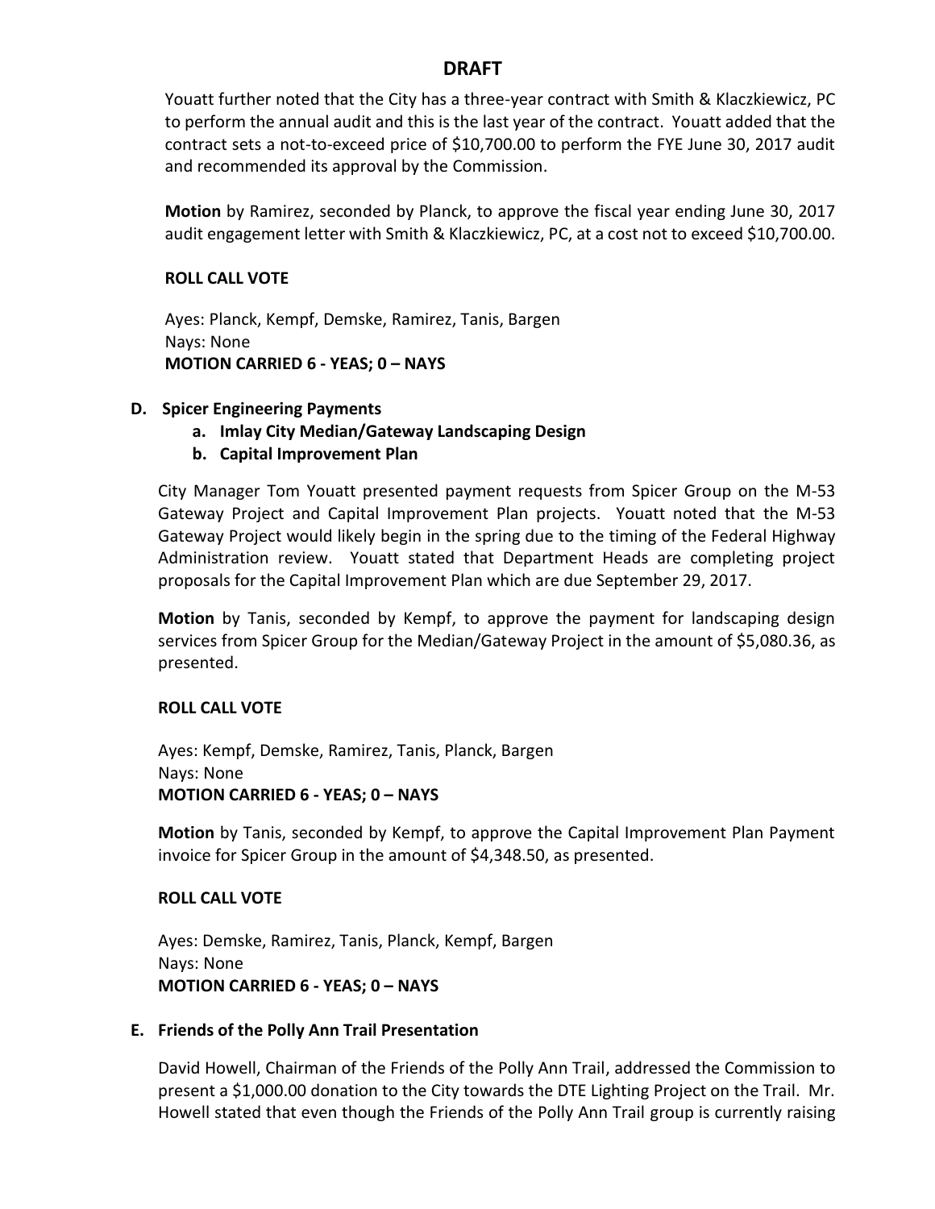**DRAFT**

Youatt further noted that the City has a three-year contract with Smith & Klaczkiewicz, PC to perform the annual audit and this is the last year of the contract. Youatt added that the contract sets a not-to-exceed price of $10,700.00 to perform the FYE June 30, 2017 audit and recommended its approval by the Commission.

**Motion** by Ramirez, seconded by Planck, to approve the fiscal year ending June 30, 2017 audit engagement letter with Smith & Klaczkiewicz, PC, at a cost not to exceed $10,700.00.

**ROLL CALL VOTE**

Ayes: Planck, Kempf, Demske, Ramirez, Tanis, Bargen
Nays: None
**MOTION CARRIED 6 - YEAS; 0 – NAYS**

**D. Spicer Engineering Payments**

**a. Imlay City Median/Gateway Landscaping Design**
**b. Capital Improvement Plan**

City Manager Tom Youatt presented payment requests from Spicer Group on the M-53 Gateway Project and Capital Improvement Plan projects. Youatt noted that the M-53 Gateway Project would likely begin in the spring due to the timing of the Federal Highway Administration review. Youatt stated that Department Heads are completing project proposals for the Capital Improvement Plan which are due September 29, 2017.

**Motion** by Tanis, seconded by Kempf, to approve the payment for landscaping design services from Spicer Group for the Median/Gateway Project in the amount of $5,080.36, as presented.

**ROLL CALL VOTE**

Ayes: Kempf, Demske, Ramirez, Tanis, Planck, Bargen
Nays: None
**MOTION CARRIED 6 - YEAS; 0 – NAYS**

**Motion** by Tanis, seconded by Kempf, to approve the Capital Improvement Plan Payment invoice for Spicer Group in the amount of $4,348.50, as presented.

**ROLL CALL VOTE**

Ayes: Demske, Ramirez, Tanis, Planck, Kempf, Bargen
Nays: None
**MOTION CARRIED 6 - YEAS; 0 – NAYS**

**E. Friends of the Polly Ann Trail Presentation**

David Howell, Chairman of the Friends of the Polly Ann Trail, addressed the Commission to present a $1,000.00 donation to the City towards the DTE Lighting Project on the Trail. Mr. Howell stated that even though the Friends of the Polly Ann Trail group is currently raising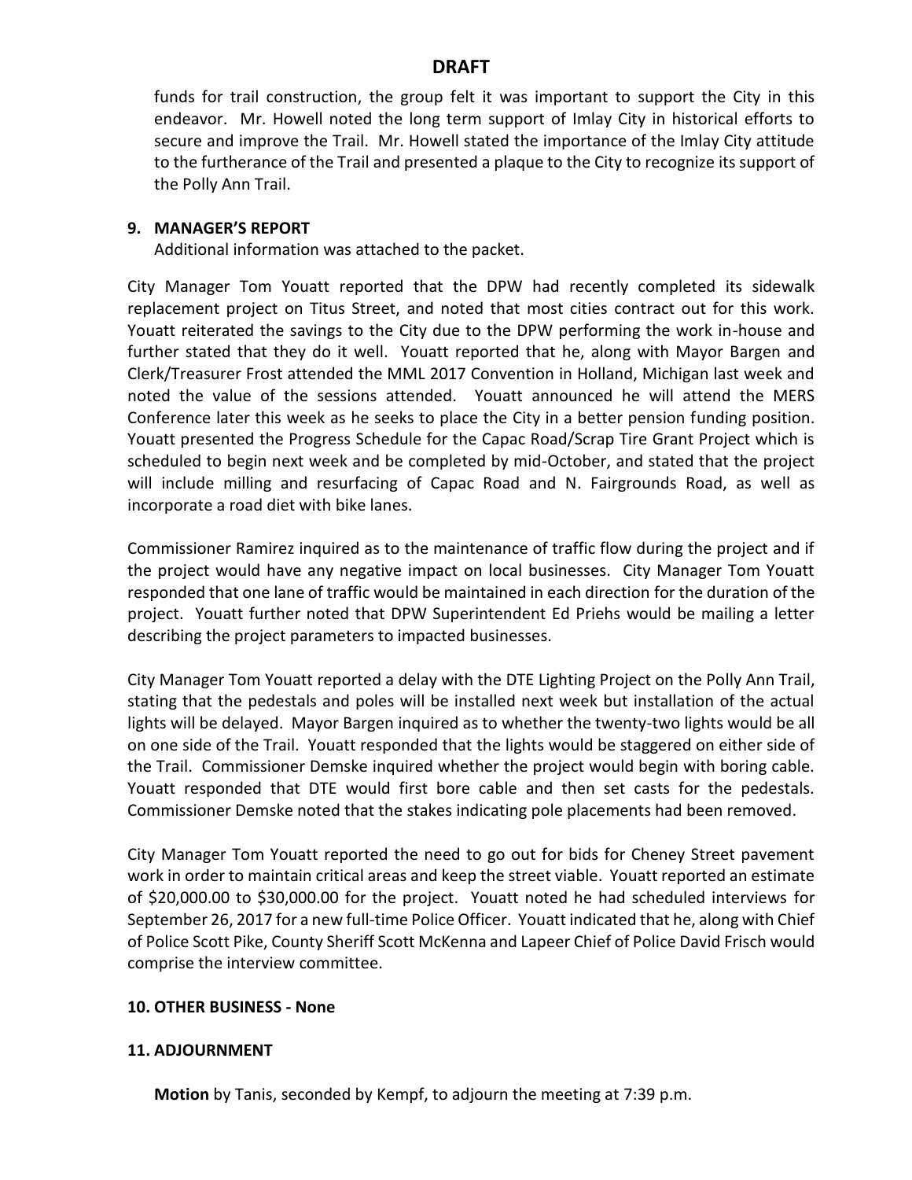**DRAFT**

funds for trail construction, the group felt it was important to support the City in this endeavor. Mr. Howell noted the long term support of Imlay City in historical efforts to secure and improve the Trail. Mr. Howell stated the importance of the Imlay City attitude to the furtherance of the Trail and presented a plaque to the City to recognize its support of the Polly Ann Trail.

### 9. MANAGER'S REPORT

Additional information was attached to the packet.

City Manager Tom Youatt reported that the DPW had recently completed its sidewalk replacement project on Titus Street, and noted that most cities contract out for this work. Youatt reiterated the savings to the City due to the DPW performing the work in-house and further stated that they do it well. Youatt reported that he, along with Mayor Bargen and Clerk/Treasurer Frost attended the MML 2017 Convention in Holland, Michigan last week and noted the value of the sessions attended. Youatt announced he will attend the MERS Conference later this week as he seeks to place the City in a better pension funding position. Youatt presented the Progress Schedule for the Capac Road/Scrap Tire Grant Project which is scheduled to begin next week and be completed by mid-October, and stated that the project will include milling and resurfacing of Capac Road and N. Fairgrounds Road, as well as incorporate a road diet with bike lanes.

Commissioner Ramirez inquired as to the maintenance of traffic flow during the project and if the project would have any negative impact on local businesses. City Manager Tom Youatt responded that one lane of traffic would be maintained in each direction for the duration of the project. Youatt further noted that DPW Superintendent Ed Priehs would be mailing a letter describing the project parameters to impacted businesses.

City Manager Tom Youatt reported a delay with the DTE Lighting Project on the Polly Ann Trail, stating that the pedestals and poles will be installed next week but installation of the actual lights will be delayed. Mayor Bargen inquired as to whether the twenty-two lights would be all on one side of the Trail. Youatt responded that the lights would be staggered on either side of the Trail. Commissioner Demske inquired whether the project would begin with boring cable. Youatt responded that DTE would first bore cable and then set casts for the pedestals. Commissioner Demske noted that the stakes indicating pole placements had been removed.

City Manager Tom Youatt reported the need to go out for bids for Cheney Street pavement work in order to maintain critical areas and keep the street viable. Youatt reported an estimate of $20,000.00 to $30,000.00 for the project. Youatt noted he had scheduled interviews for September 26, 2017 for a new full-time Police Officer. Youatt indicated that he, along with Chief of Police Scott Pike, County Sheriff Scott McKenna and Lapeer Chief of Police David Frisch would comprise the interview committee.

### 10. OTHER BUSINESS - None

### 11. ADJOURNMENT

**Motion** by Tanis, seconded by Kempf, to adjourn the meeting at 7:39 p.m.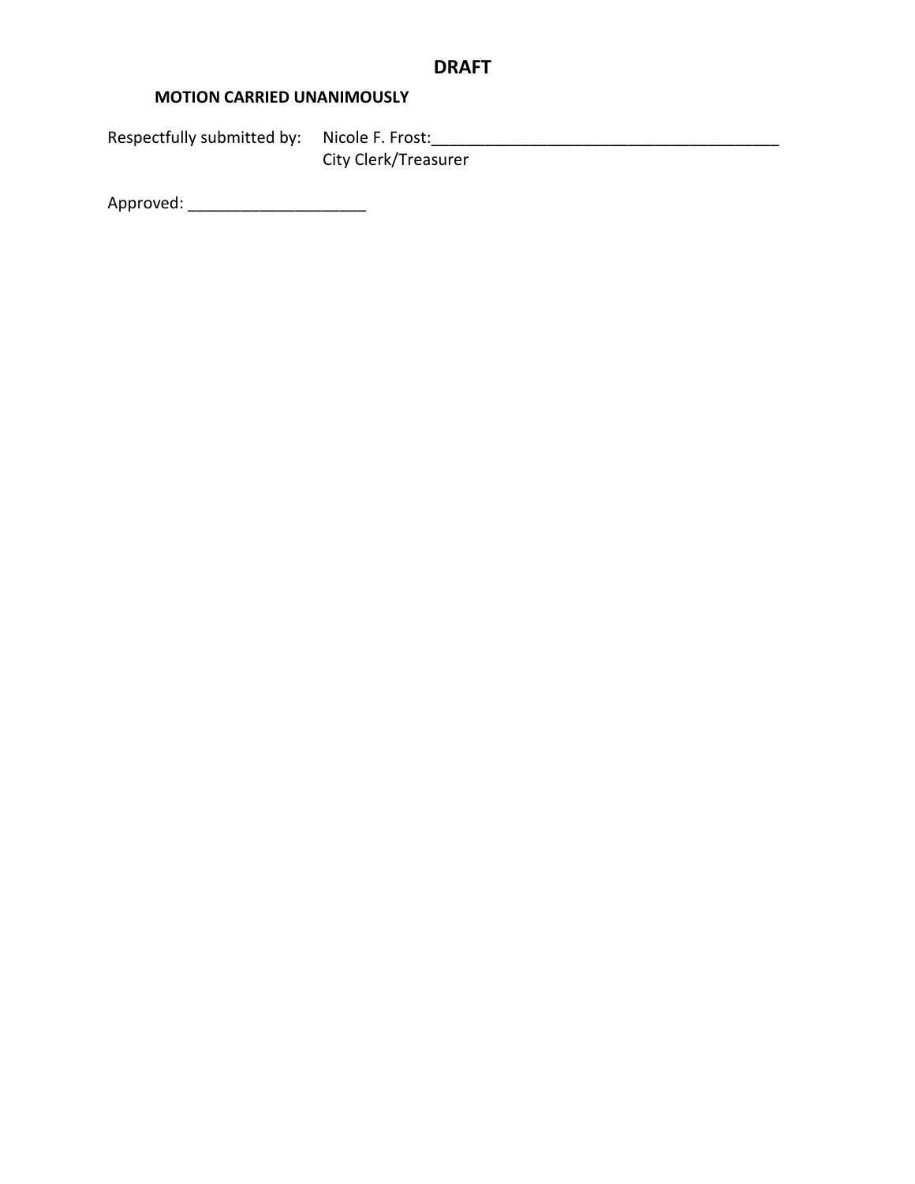**DRAFT**

**MOTION CARRIED UNANIMOUSLY**

Respectfully submitted by: Nicole F. Frost:________________________________________
City Clerk/Treasurer

Approved: ____________________